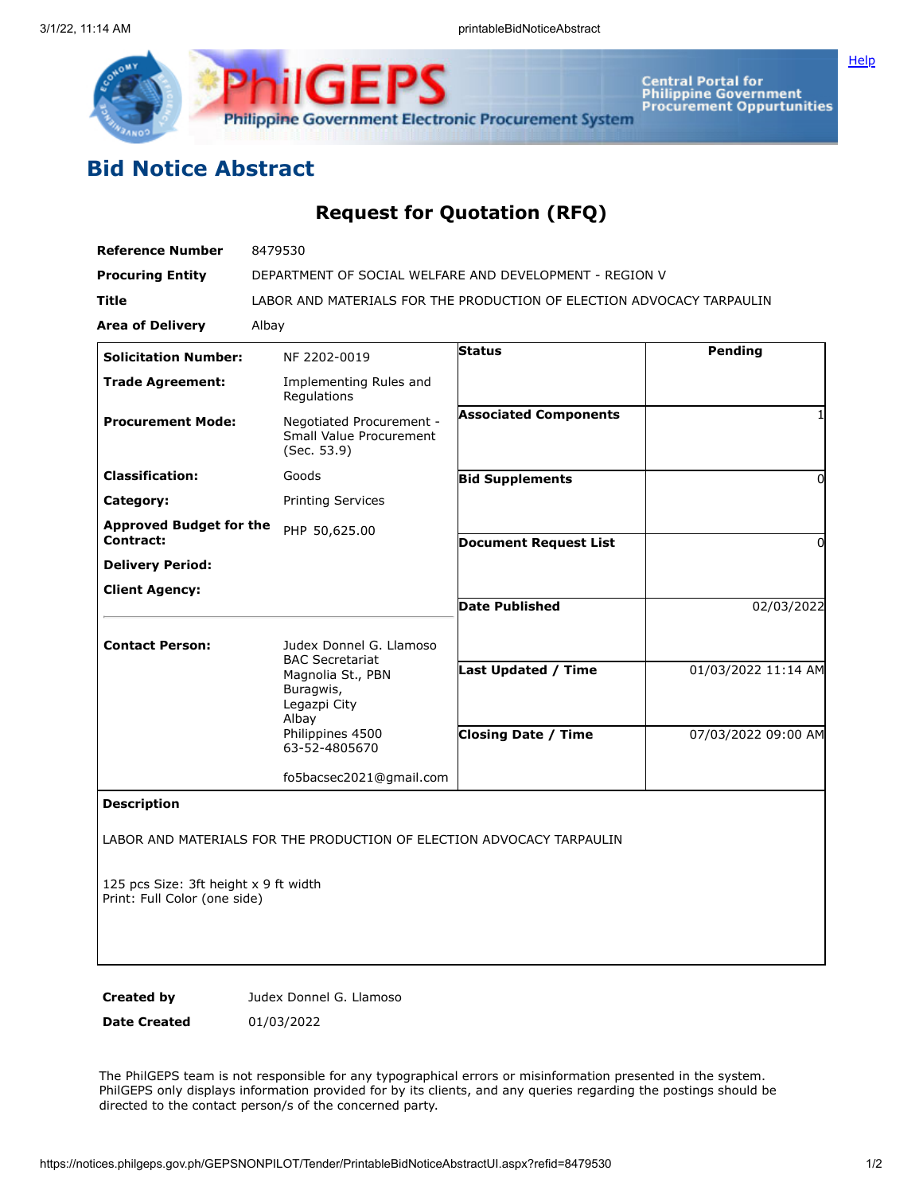# Bid Notice Abstract

## Request for Quotation (RFQ)

| | |
|---|---|
| **Reference Number** | 8479530 |
| **Procuring Entity** | DEPARTMENT OF SOCIAL WELFARE AND DEVELOPMENT - REGION V |
| **Title** | LABOR AND MATERIALS FOR THE PRODUCTION OF ELECTION ADVOCACY TARPAULIN |
| **Area of Delivery** | Albay |

| | | | |
|---|---|---|---|
| **Solicitation Number:** | NF 2202-0019 | **Status** | Pending |
| **Trade Agreement:** | Implementing Rules and Regulations | | |
| **Procurement Mode:** | Negotiated Procurement - Small Value Procurement (Sec. 53.9) | **Associated Components** | 1 |
| **Classification:** | Goods | **Bid Supplements** | 0 |
| **Category:** | Printing Services | | |
| **Approved Budget for the Contract:** | PHP 50,625.00 | **Document Request List** | 0 |
| **Delivery Period:** | | | |
| **Client Agency:** | | **Date Published** | 02/03/2022 |
| **Contact Person:** | Judex Donnel G. Llamoso<br>BAC Secretariat<br>Magnolia St., PBN Buragwis,<br>Legazpi City<br>Albay<br>Philippines 4500<br>63-52-4805670<br><br>fo5bacsec2021@gmail.com | **Last Updated / Time** | 01/03/2022 11:14 AM |
| | | **Closing Date / Time** | 07/03/2022 09:00 AM |

**Description**

LABOR AND MATERIALS FOR THE PRODUCTION OF ELECTION ADVOCACY TARPAULIN

125 pcs Size: 3ft height x 9 ft width
Print: Full Color (one side)

| | |
|---|---|
| **Created by** | Judex Donnel G. Llamoso |
| **Date Created** | 01/03/2022 |

The PhilGEPS team is not responsible for any typographical errors or misinformation presented in the system. PhilGEPS only displays information provided for by its clients, and any queries regarding the postings should be directed to the contact person/s of the concerned party.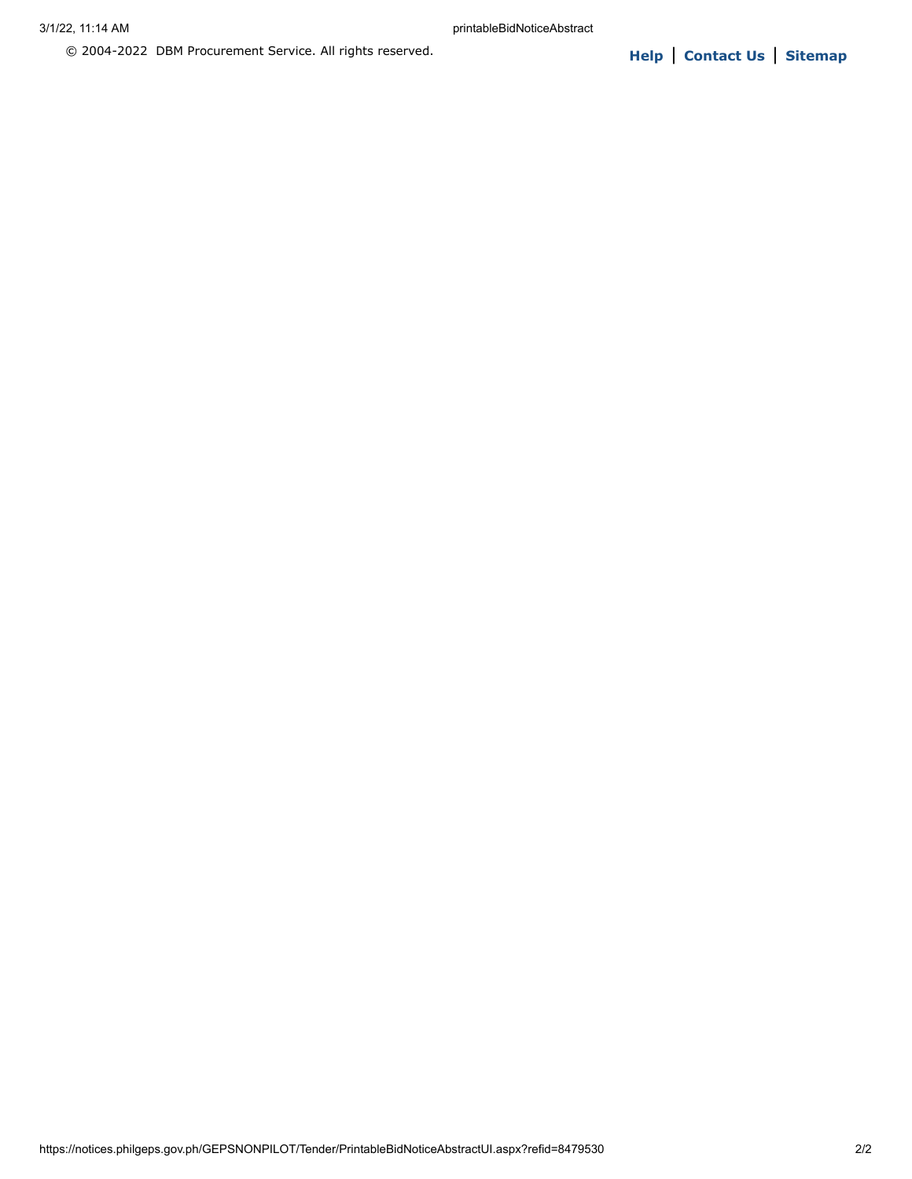© 2004-2022 DBM Procurement Service. All rights reserved.

**Help** | **Contact Us** | **Sitemap**